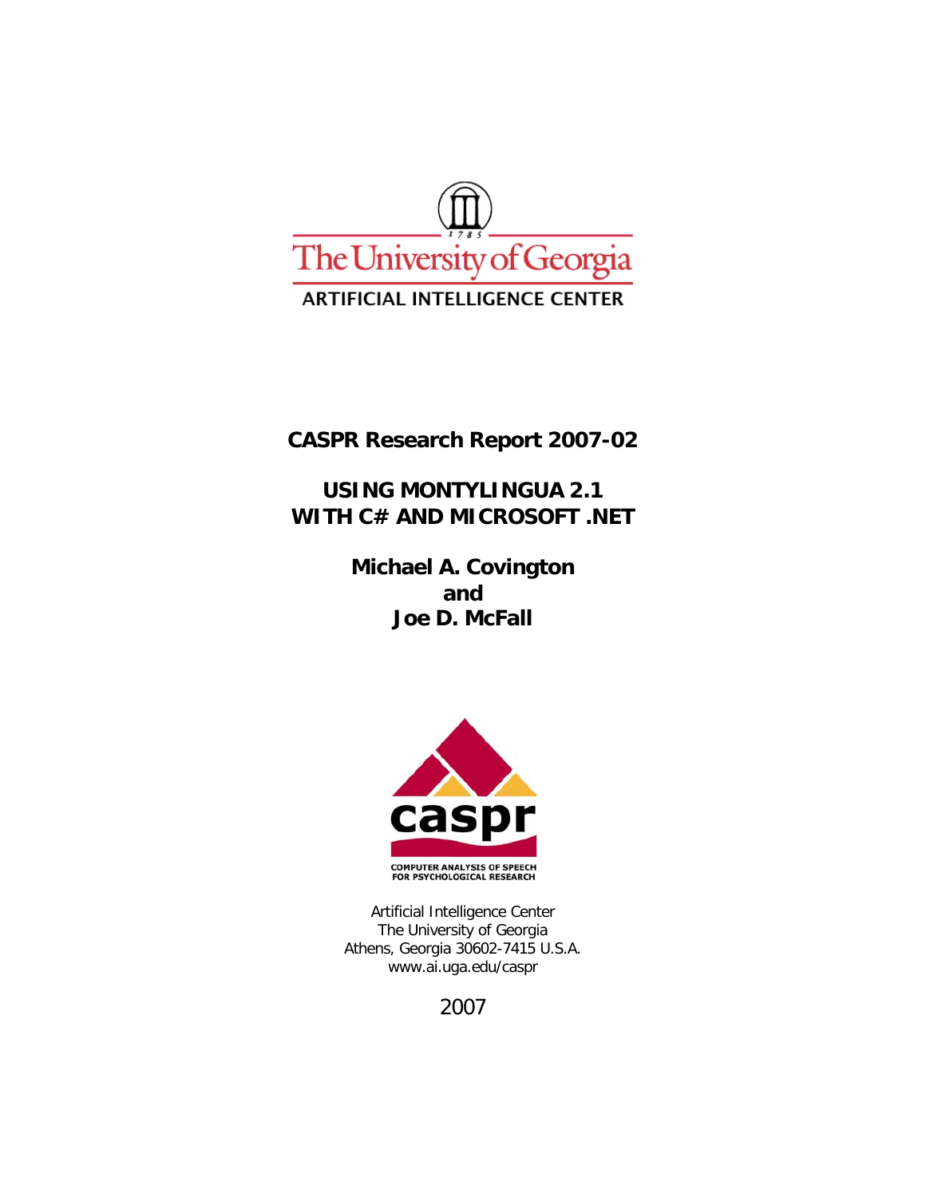The University of Georgia

ARTIFICIAL INTELLIGENCE CENTER

**CASPR Research Report 2007-02**

# USING MONTYLINGUA 2.1 WITH C# AND MICROSOFT .NET

**Michael A. Covington**
**and**
**Joe D. McFall**

caspr

COMPUTER ANALYSIS OF SPEECH FOR PSYCHOLOGICAL RESEARCH

Artificial Intelligence Center
The University of Georgia
Athens, Georgia 30602-7415 U.S.A.
www.ai.uga.edu/caspr

2007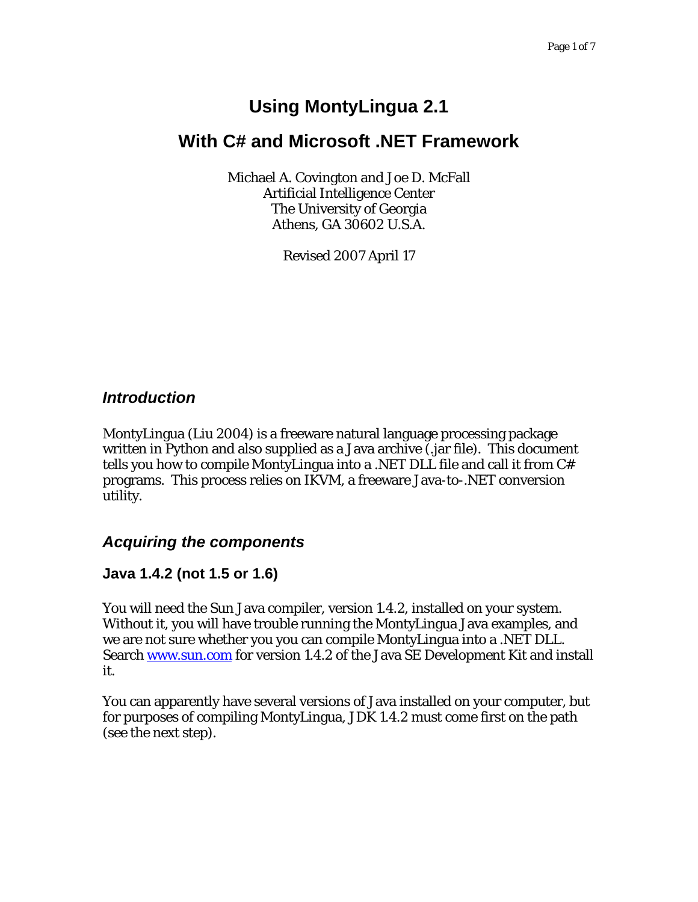# Using MontyLingua 2.1

# With C# and Microsoft .NET Framework

Michael A. Covington and Joe D. McFall
Artificial Intelligence Center
The University of Georgia
Athens, GA 30602 U.S.A.

Revised 2007 April 17

## *Introduction*

MontyLingua (Liu 2004) is a freeware natural language processing package written in Python and also supplied as a Java archive (.jar file). This document tells you how to compile MontyLingua into a .NET DLL file and call it from C# programs. This process relies on IKVM, a freeware Java-to-.NET conversion utility.

## *Acquiring the components*

### Java 1.4.2 (not 1.5 or 1.6)

You will need the Sun Java compiler, version 1.4.2, installed on your system. Without it, you will have trouble running the MontyLingua Java examples, and we are not sure whether you you can compile MontyLingua into a .NET DLL. Search [www.sun.com](www.sun.com) for version 1.4.2 of the Java SE Development Kit and install it.

You can apparently have several versions of Java installed on your computer, but for purposes of compiling MontyLingua, JDK 1.4.2 must come first on the path (see the next step).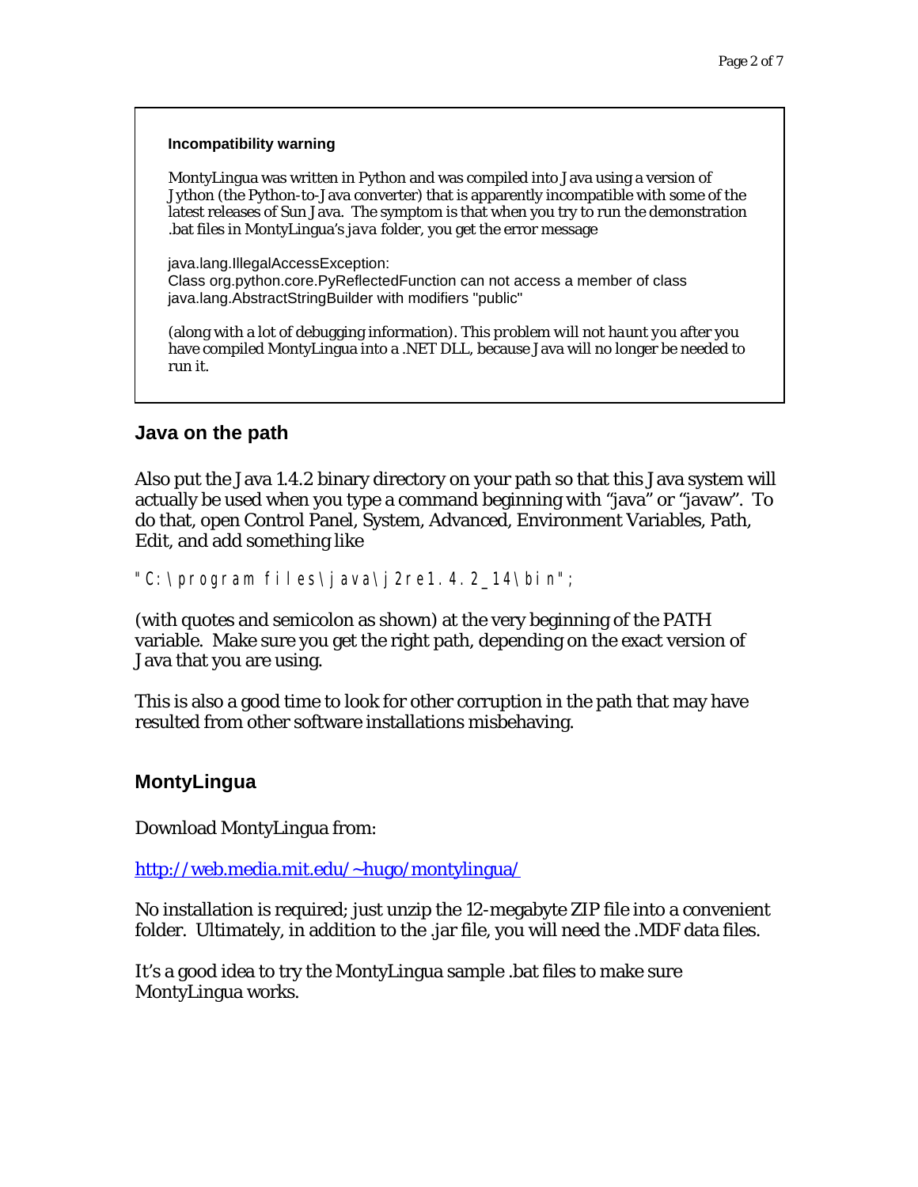> **Incompatibility warning**
>
> MontyLingua was written in Python and was compiled into Java using a version of Jython (the Python-to-Java converter) that is apparently incompatible with some of the latest releases of Sun Java. The symptom is that when you try to run the demonstration .bat files in MontyLingua's *java* folder, you get the error message
>
> java.lang.IllegalAccessException:
> Class org.python.core.PyReflectedFunction can not access a member of class java.lang.AbstractStringBuilder with modifiers "public"
>
> (along with a lot of debugging information). This problem will not haunt you after you have compiled MontyLingua into a .NET DLL, because Java will no longer be needed to run it.

## Java on the path

Also put the Java 1.4.2 binary directory on your path so that this Java system will actually be used when you type a command beginning with "java" or "javaw". To do that, open Control Panel, System, Advanced, Environment Variables, Path, Edit, and add something like

```
"C:\program files\java\j2re1.4.2_14\bin";
```

(with quotes and semicolon as shown) at the very beginning of the PATH variable. Make sure you get the right path, depending on the exact version of Java that you are using.

This is also a good time to look for other corruption in the path that may have resulted from other software installations misbehaving.

## MontyLingua

Download MontyLingua from:

http://web.media.mit.edu/~hugo/montylingua/

No installation is required; just unzip the 12-megabyte ZIP file into a convenient folder. Ultimately, in addition to the .jar file, you will need the .MDF data files.

It's a good idea to try the MontyLingua sample .bat files to make sure MontyLingua works.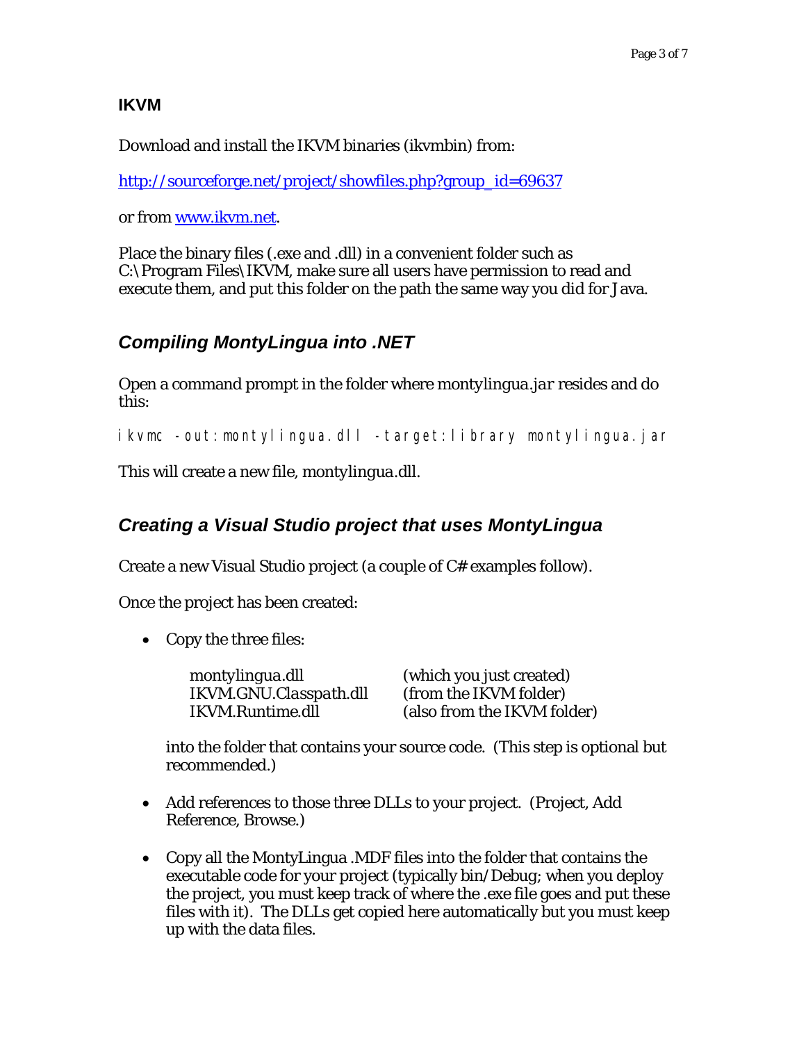### IKVM

Download and install the IKVM binaries (ikvmbin) from:

[http://sourceforge.net/project/showfiles.php?group_id=69637](http://sourceforge.net/project/showfiles.php?group_id=69637)

or from [www.ikvm.net](www.ikvm.net).

Place the binary files (.exe and .dll) in a convenient folder such as C:\Program Files\IKVM, make sure all users have permission to read and execute them, and put this folder on the path the same way you did for Java.

## *Compiling MontyLingua into .NET*

Open a command prompt in the folder where montylingua*.jar* resides and do this:

```
ikvmc -out:montylingua.dll -target:library montylingua.jar
```

This will create a new file, montylingua.dll.

## *Creating a Visual Studio project that uses MontyLingua*

Create a new Visual Studio project (a couple of C# examples follow).

Once the project has been created:

- Copy the three files:

  | | |
  |---|---|
  | montylingua.dll | (which you just created) |
  | IKVM.GNU.Classpath.dll | (from the IKVM folder) |
  | IKVM.Runtime.dll | (also from the IKVM folder) |

  into the folder that contains your source code. (This step is optional but recommended.)

- Add references to those three DLLs to your project. (Project, Add Reference, Browse.)

- Copy all the MontyLingua .MDF files into the folder that contains the executable code for your project (typically bin/Debug; when you deploy the project, you must keep track of where the .exe file goes and put these files with it). The DLLs get copied here automatically but you must keep up with the data files.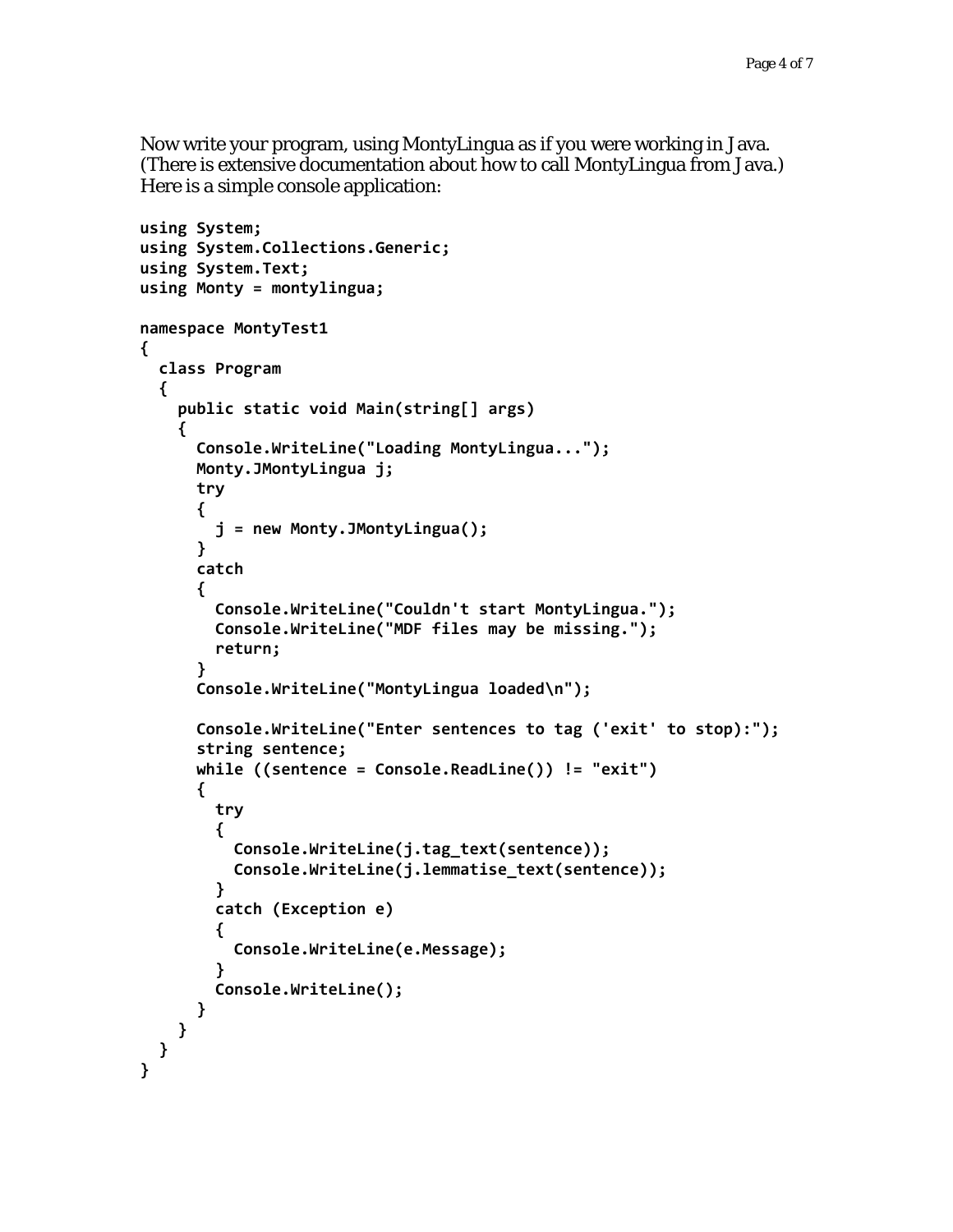Now write your program, using MontyLingua as if you were working in Java. (There is extensive documentation about how to call MontyLingua from Java.) Here is a simple console application:

```
using System;
using System.Collections.Generic;
using System.Text;
using Monty = montylingua;

namespace MontyTest1
{
  class Program
  {
    public static void Main(string[] args)
    {
      Console.WriteLine("Loading MontyLingua...");
      Monty.JMontyLingua j;
      try
      {
        j = new Monty.JMontyLingua();
      }
      catch
      {
        Console.WriteLine("Couldn't start MontyLingua.");
        Console.WriteLine("MDF files may be missing.");
        return;
      }
      Console.WriteLine("MontyLingua loaded\n");

      Console.WriteLine("Enter sentences to tag ('exit' to stop):");
      string sentence;
      while ((sentence = Console.ReadLine()) != "exit")
      {
        try
        {
          Console.WriteLine(j.tag_text(sentence));
          Console.WriteLine(j.lemmatise_text(sentence));
        }
        catch (Exception e)
        {
          Console.WriteLine(e.Message);
        }
        Console.WriteLine();
      }
    }
  }
}
```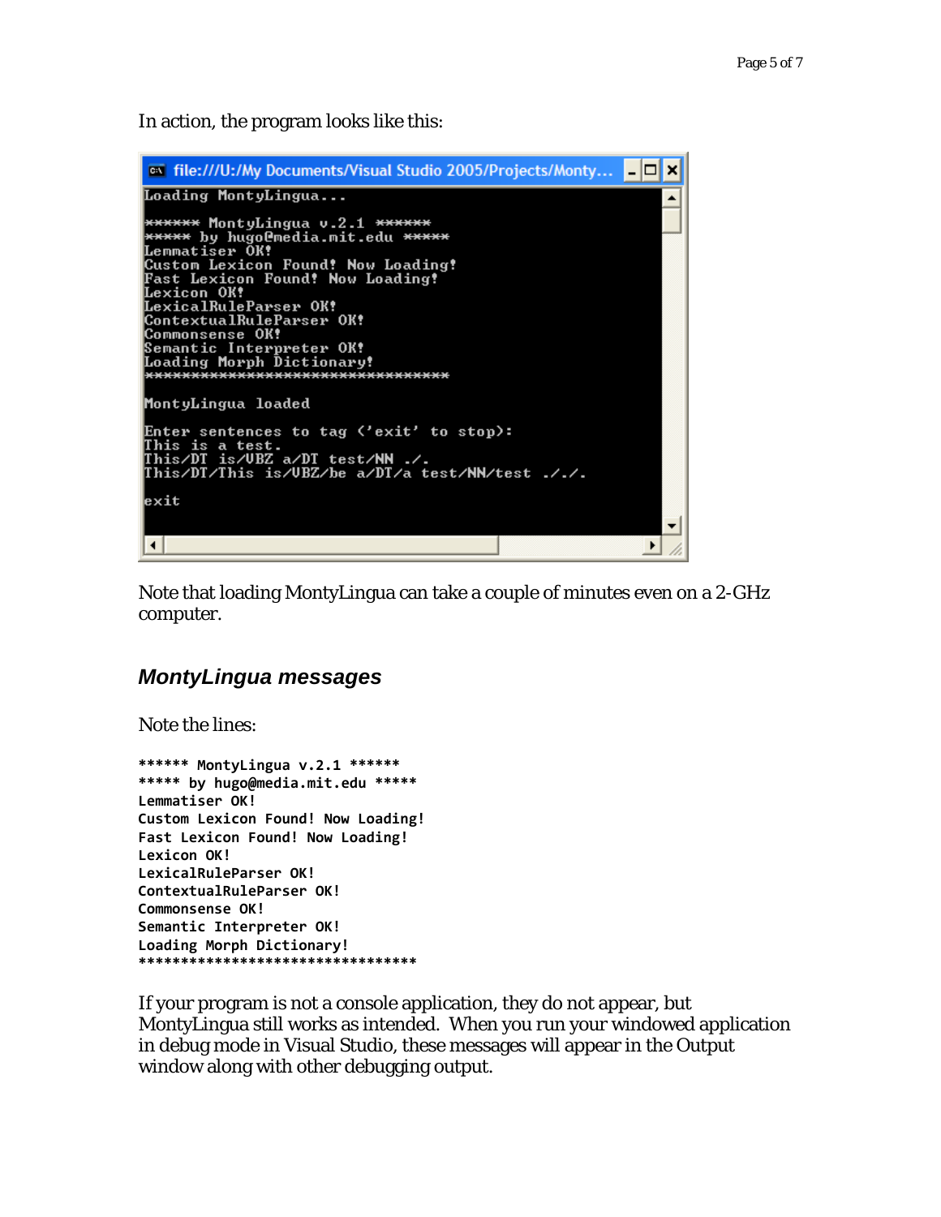In action, the program looks like this:

```
Loading MontyLingua...

****** MontyLingua v.2.1 ******
***** by hugo@media.mit.edu *****
Lemmatiser OK!
Custom Lexicon Found! Now Loading!
Fast Lexicon Found! Now Loading!
Lexicon OK!
LexicalRuleParser OK!
ContextualRuleParser OK!
Commonsense OK!
Semantic Interpreter OK!
Loading Morph Dictionary!
*********************************

MontyLingua loaded

Enter sentences to tag ('exit' to stop):
This is a test.
This/DT is/VBZ a/DT test/NN ./.
This/DT/This is/VBZ/be a/DT/a test/NN/test ./././

exit
```

Note that loading MontyLingua can take a couple of minutes even on a 2-GHz computer.

## *MontyLingua messages*

Note the lines:

```
****** MontyLingua v.2.1 ******
***** by hugo@media.mit.edu *****
Lemmatiser OK!
Custom Lexicon Found! Now Loading!
Fast Lexicon Found! Now Loading!
Lexicon OK!
LexicalRuleParser OK!
ContextualRuleParser OK!
Commonsense OK!
Semantic Interpreter OK!
Loading Morph Dictionary!
*********************************
```

If your program is not a console application, they do not appear, but MontyLingua still works as intended. When you run your windowed application in debug mode in Visual Studio, these messages will appear in the Output window along with other debugging output.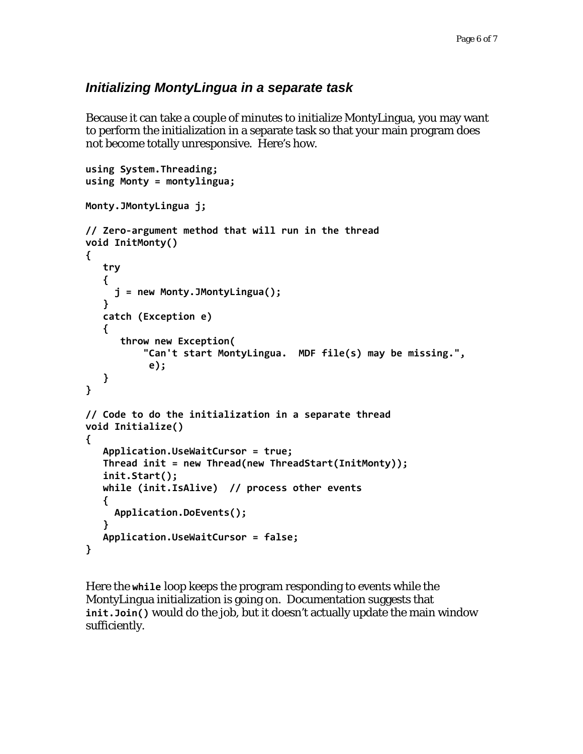### *Initializing MontyLingua in a separate task*

Because it can take a couple of minutes to initialize MontyLingua, you may want to perform the initialization in a separate task so that your main program does not become totally unresponsive. Here's how.

```
using System.Threading;
using Monty = montylingua;

Monty.JMontyLingua j;

// Zero-argument method that will run in the thread
void InitMonty()
{
   try
   {
     j = new Monty.JMontyLingua();
   }
   catch (Exception e)
   {
      throw new Exception(
          "Can't start MontyLingua.  MDF file(s) may be missing.",
           e);
   }
}

// Code to do the initialization in a separate thread
void Initialize()
{
   Application.UseWaitCursor = true;
   Thread init = new Thread(new ThreadStart(InitMonty));
   init.Start();
   while (init.IsAlive)  // process other events
   {
     Application.DoEvents();
   }
   Application.UseWaitCursor = false;
}
```

Here the **`while`** loop keeps the program responding to events while the MontyLingua initialization is going on. Documentation suggests that **`init.Join()`** would do the job, but it doesn't actually update the main window sufficiently.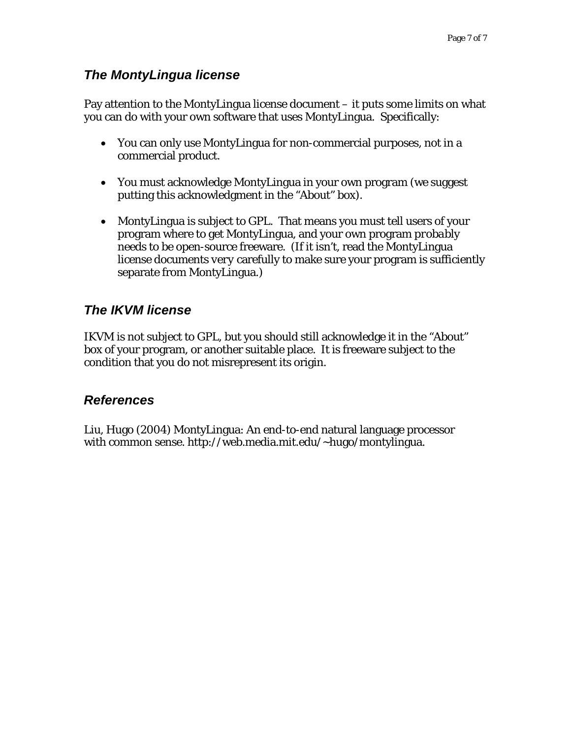## *The MontyLingua license*

Pay attention to the MontyLingua license document – it puts some limits on what you can do with your own software that uses MontyLingua. Specifically:

- You can only use MontyLingua for non-commercial purposes, not in a commercial product.
- You must acknowledge MontyLingua in your own program (we suggest putting this acknowledgment in the "About" box).
- MontyLingua is subject to GPL. That means you must tell users of your program where to get MontyLingua, and your own program *probably* needs to be open-source freeware. (If it isn't, read the MontyLingua license documents very carefully to make sure your program is sufficiently separate from MontyLingua.)

## *The IKVM license*

IKVM is not subject to GPL, but you should still acknowledge it in the "About" box of your program, or another suitable place. It is freeware subject to the condition that you do not misrepresent its origin.

## *References*

Liu, Hugo (2004) MontyLingua: An end-to-end natural language processor with common sense. http://web.media.mit.edu/~hugo/montylingua.